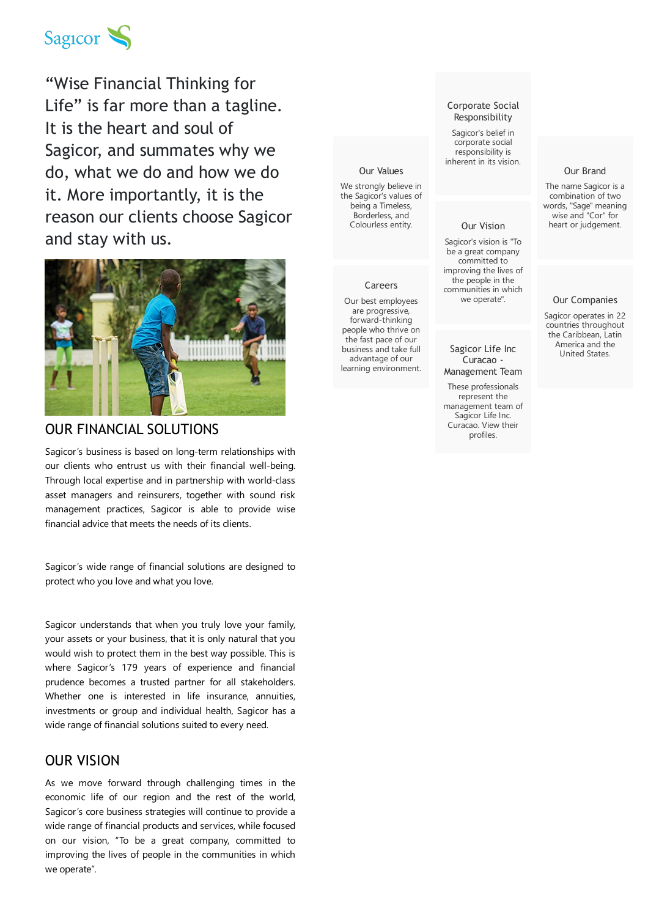Sagicor

"Wise Financial Thinking for Life" is far more than a tagline. It is the heart and soul of Sagicor, and summates why we do, what we do and how we do it. More importantly, it is the reason our clients choose Sagicor and stay with us.

## OUR FINANCIAL SOLUTIONS

Sagicor's business is based on long-term relationships with our clients who entrust us with their financial well-being. Through local expertise and in partnership with world-class asset managers and reinsurers, together with sound risk management practices, Sagicor is able to provide wise financial advice that meets the needs of its clients.

Sagicor's wide range of financial solutions are designed to protect who you love and what you love.

Sagicor understands that when you truly love your family, your assets or your business, that it is only natural that you would wish to protect them in the best way possible. This is where Sagicor's 179 years of experience and financial prudence becomes a trusted partner for all stakeholders. Whether one is interested in life insurance, annuities, investments or group and individual health, Sagicor has a wide range of financial solutions suited to every need.

## OUR VISION

As we move forward through challenging times in the economic life of our region and the rest of the world, Sagicor's core business strategies will continue to provide a wide range of financial products and services, while focused on our vision, "To be a great company, committed to improving the lives of people in the communities in which we operate".

### Our Values

We strongly believe in the Sagicor's values of being a Timeless, Borderless, and Colourless entity.

### Careers

Our best employees are progressive, forward-thinking people who thrive on the fast pace of our business and take full advantage of our learning environment.

### Corporate Social Responsibility

Sagicor's belief in corporate social responsibility is inherent in its vision.

### Our Vision

Sagicor's vision is "To be a great company committed to improving the lives of the people in the communities in which we operate".

### Sagicor Life Inc Curacao - Management Team

These professionals represent the management team of Sagicor Life Inc. Curacao. View their profiles.

### Our Brand

The name Sagicor is a combination of two words, "Sage" meaning wise and "Cor" for heart or judgement.

### Our Companies

Sagicor operates in 22 countries throughout the Caribbean, Latin America and the United States.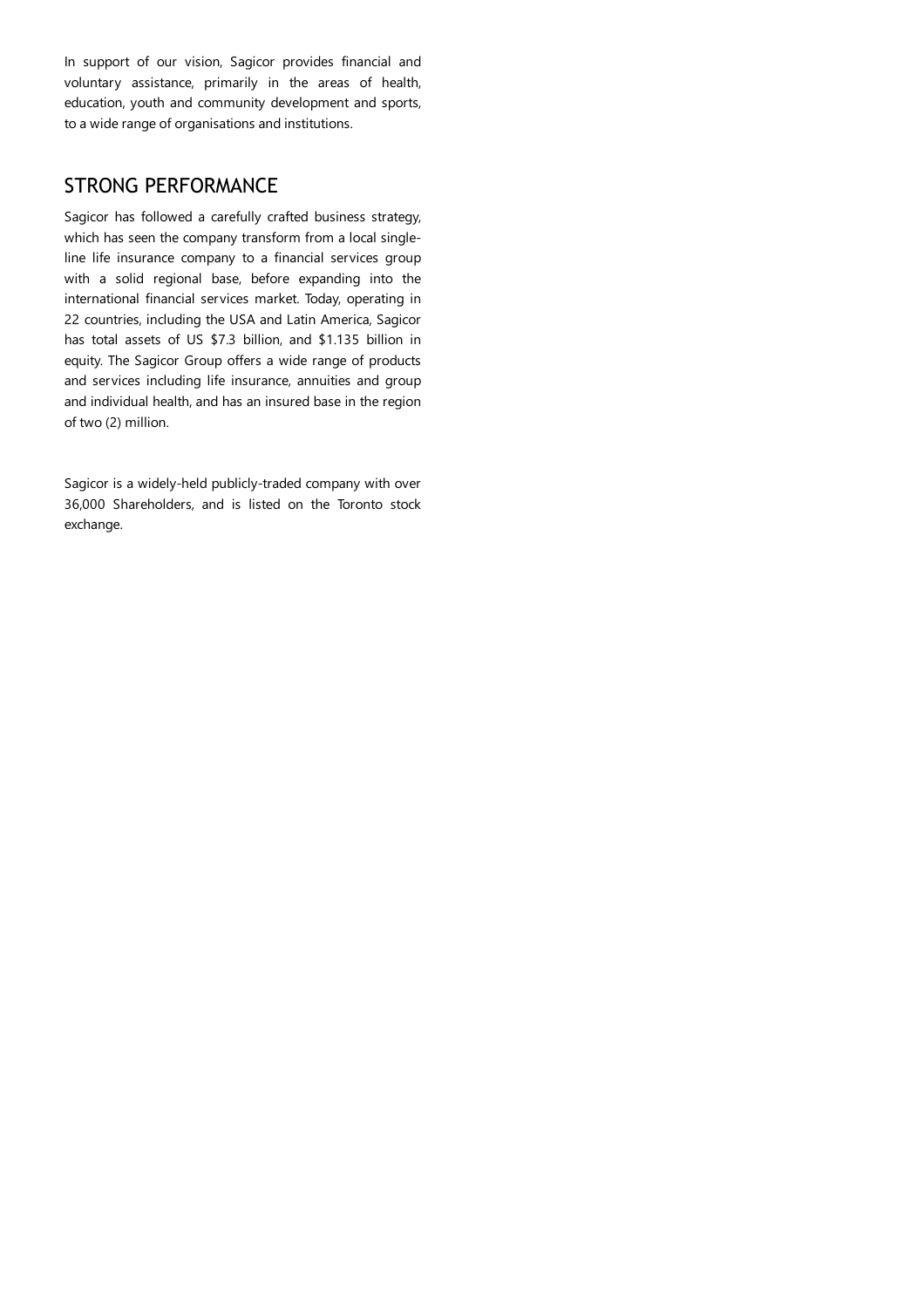In support of our vision, Sagicor provides financial and voluntary assistance, primarily in the areas of health, education, youth and community development and sports, to a wide range of organisations and institutions.

## STRONG PERFORMANCE

Sagicor has followed a carefully crafted business strategy, which has seen the company transform from a local single-line life insurance company to a financial services group with a solid regional base, before expanding into the international financial services market. Today, operating in 22 countries, including the USA and Latin America, Sagicor has total assets of US $7.3 billion, and $1.135 billion in equity. The Sagicor Group offers a wide range of products and services including life insurance, annuities and group and individual health, and has an insured base in the region of two (2) million.

Sagicor is a widely-held publicly-traded company with over 36,000 Shareholders, and is listed on the Toronto stock exchange.